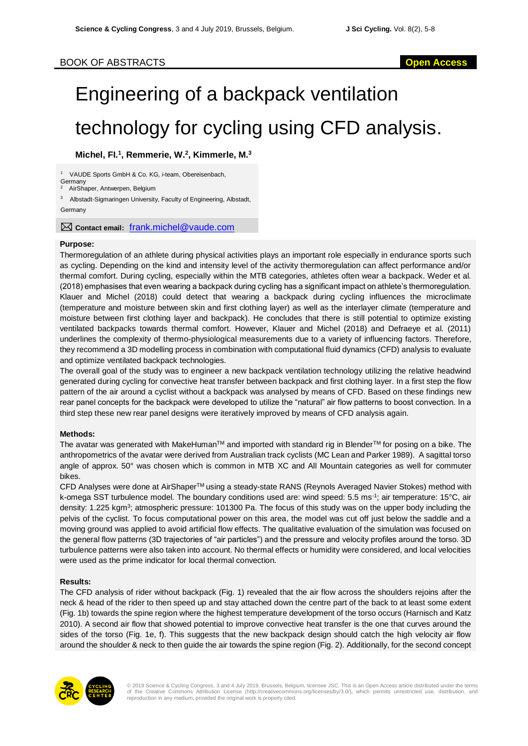BOOK OF ABSTRACTS

Open Access

# Engineering of a backpack ventilation technology for cycling using CFD analysis.

**Michel, Fl.[1], Remmerie, W.[2], Kimmerle, M.[3]**

[1] VAUDE Sports GmbH & Co. KG, *i*-team, Obereisenbach, Germany
[2] AirShaper, Antwerpen, Belgium
[3] Albstadt-Sigmaringen University, Faculty of Engineering, Albstadt, Germany

**Contact email:** frank.michel@vaude.com

### Purpose:

Thermoregulation of an athlete during physical activities plays an important role especially in endurance sports such as cycling. Depending on the kind and intensity level of the activity thermoregulation can affect performance and/or thermal comfort. During cycling, especially within the MTB categories, athletes often wear a backpack. Weder et al. (2018) emphasises that even wearing a backpack during cycling has a significant impact on athlete's thermoregulation. Klauer and Michel (2018) could detect that wearing a backpack during cycling influences the microclimate (temperature and moisture between skin and first clothing layer) as well as the interlayer climate (temperature and moisture between first clothing layer and backpack). He concludes that there is still potential to optimize existing ventilated backpacks towards thermal comfort. However, Klauer and Michel (2018) and Defraeye et al. (2011) underlines the complexity of thermo-physiological measurements due to a variety of influencing factors. Therefore, they recommend a 3D modelling process in combination with computational fluid dynamics (CFD) analysis to evaluate and optimize ventilated backpack technologies.

The overall goal of the study was to engineer a new backpack ventilation technology utilizing the relative headwind generated during cycling for convective heat transfer between backpack and first clothing layer. In a first step the flow pattern of the air around a cyclist without a backpack was analysed by means of CFD. Based on these findings new rear panel concepts for the backpack were developed to utilize the "natural" air flow patterns to boost convection. In a third step these new rear panel designs were iteratively improved by means of CFD analysis again.

### Methods:

The avatar was generated with MakeHuman™ and imported with standard rig in Blender™ for posing on a bike. The anthropometrics of the avatar were derived from Australian track cyclists (MC Lean and Parker 1989). A sagittal torso angle of approx. 50° was chosen which is common in MTB XC and All Mountain categories as well for commuter bikes.

CFD Analyses were done at AirShaper™ using a steady-state RANS (Reynols Averaged Navier Stokes) method with k-omega SST turbulence model. The boundary conditions used are: wind speed: 5.5 $ms^{-1}$; air temperature: 15°C, air density: 1.225 $kgm^{3}$; atmospheric pressure: 101300 Pa. The focus of this study was on the upper body including the pelvis of the cyclist. To focus computational power on this area, the model was cut off just below the saddle and a moving ground was applied to avoid artificial flow effects. The qualitative evaluation of the simulation was focused on the general flow patterns (3D trajectories of "air particles") and the pressure and velocity profiles around the torso. 3D turbulence patterns were also taken into account. No thermal effects or humidity were considered, and local velocities were used as the prime indicator for local thermal convection.

### Results:

The CFD analysis of rider without backpack (Fig. 1) revealed that the air flow across the shoulders rejoins after the neck & head of the rider to then speed up and stay attached down the centre part of the back to at least some extent (Fig. 1b) towards the spine region where the highest temperature development of the torso occurs (Harnisch and Katz 2010). A second air flow that showed potential to improve convective heat transfer is the one that curves around the sides of the torso (Fig. 1e, f). This suggests that the new backpack design should catch the high velocity air flow around the shoulder & neck to then guide the air towards the spine region (Fig. 2). Additionally, for the second concept

© 2019 Science & Cycling Congress, 3 and 4 July 2019, Brussels, Belgium, licensee JSC. This is an Open Access article distributed under the terms of the Creative Commons Attribution License (http://creativecommons.org/licenses/by/3.0/), which permits unrestricted use, distribution, and reproduction in any medium, provided the original work is properly cited.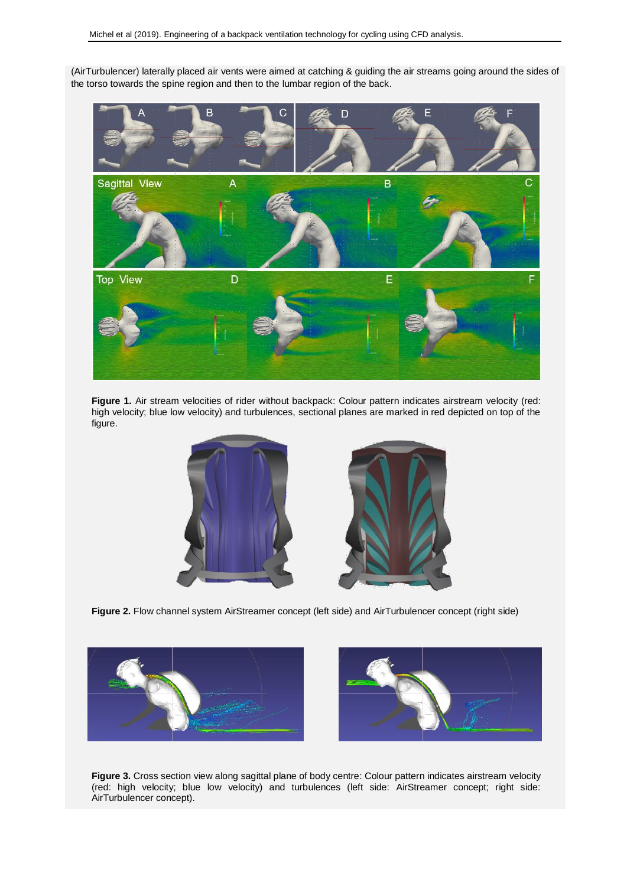(AirTurbulencer) laterally placed air vents were aimed at catching & guiding the air streams going around the sides of the torso towards the spine region and then to the lumbar region of the back.

**Figure 1.** Air stream velocities of rider without backpack: Colour pattern indicates airstream velocity (red: high velocity; blue low velocity) and turbulences, sectional planes are marked in red depicted on top of the figure.

**Figure 2.** Flow channel system AirStreamer concept (left side) and AirTurbulencer concept (right side)

**Figure 3.** Cross section view along sagittal plane of body centre: Colour pattern indicates airstream velocity (red: high velocity; blue low velocity) and turbulences (left side: AirStreamer concept; right side: AirTurbulencer concept).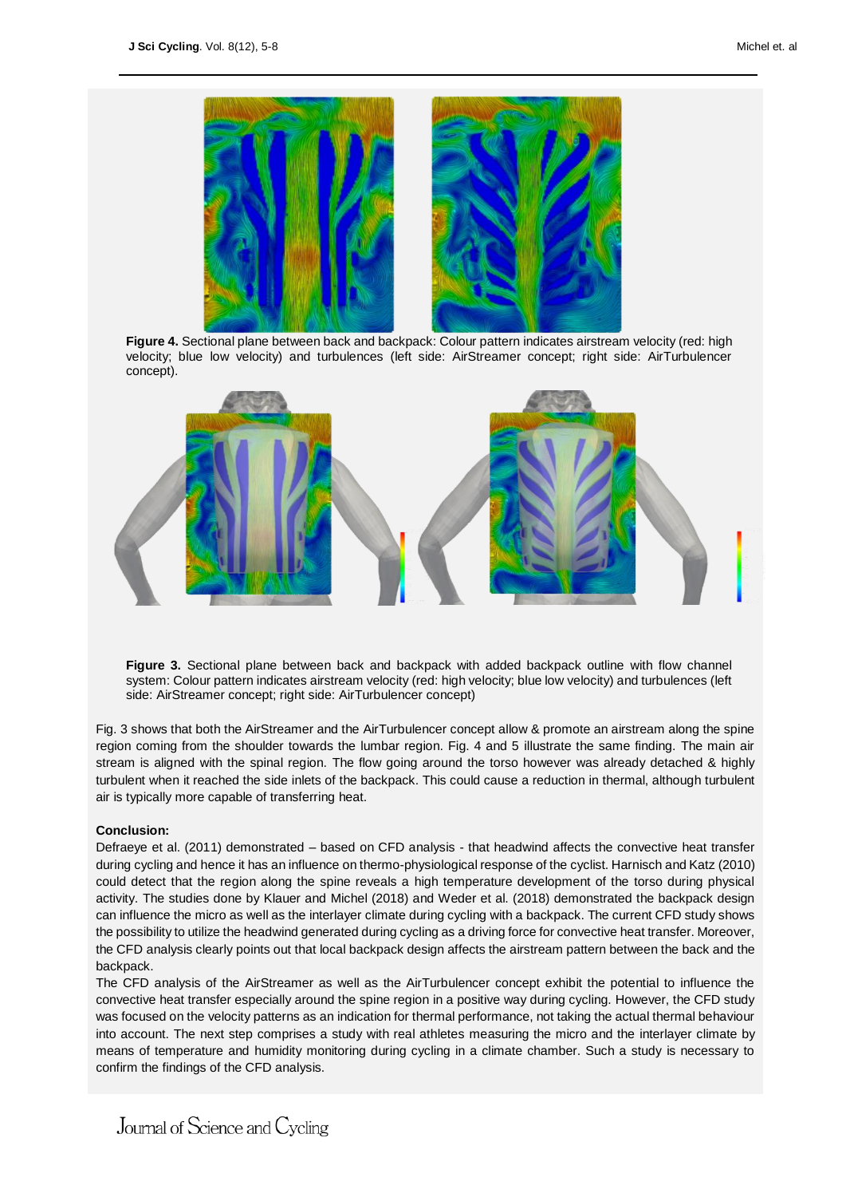**Figure 4.** Sectional plane between back and backpack: Colour pattern indicates airstream velocity (red: high velocity; blue low velocity) and turbulences (left side: AirStreamer concept; right side: AirTurbulencer concept).

**Figure 3.** Sectional plane between back and backpack with added backpack outline with flow channel system: Colour pattern indicates airstream velocity (red: high velocity; blue low velocity) and turbulences (left side: AirStreamer concept; right side: AirTurbulencer concept)

Fig. 3 shows that both the AirStreamer and the AirTurbulencer concept allow & promote an airstream along the spine region coming from the shoulder towards the lumbar region. Fig. 4 and 5 illustrate the same finding. The main air stream is aligned with the spinal region. The flow going around the torso however was already detached & highly turbulent when it reached the side inlets of the backpack. This could cause a reduction in thermal, although turbulent air is typically more capable of transferring heat.

**Conclusion:**

Defraeye et al. (2011) demonstrated – based on CFD analysis - that headwind affects the convective heat transfer during cycling and hence it has an influence on thermo-physiological response of the cyclist. Harnisch and Katz (2010) could detect that the region along the spine reveals a high temperature development of the torso during physical activity. The studies done by Klauer and Michel (2018) and Weder et al. (2018) demonstrated the backpack design can influence the micro as well as the interlayer climate during cycling with a backpack. The current CFD study shows the possibility to utilize the headwind generated during cycling as a driving force for convective heat transfer. Moreover, the CFD analysis clearly points out that local backpack design affects the airstream pattern between the back and the backpack.

The CFD analysis of the AirStreamer as well as the AirTurbulencer concept exhibit the potential to influence the convective heat transfer especially around the spine region in a positive way during cycling. However, the CFD study was focused on the velocity patterns as an indication for thermal performance, not taking the actual thermal behaviour into account. The next step comprises a study with real athletes measuring the micro and the interlayer climate by means of temperature and humidity monitoring during cycling in a climate chamber. Such a study is necessary to confirm the findings of the CFD analysis.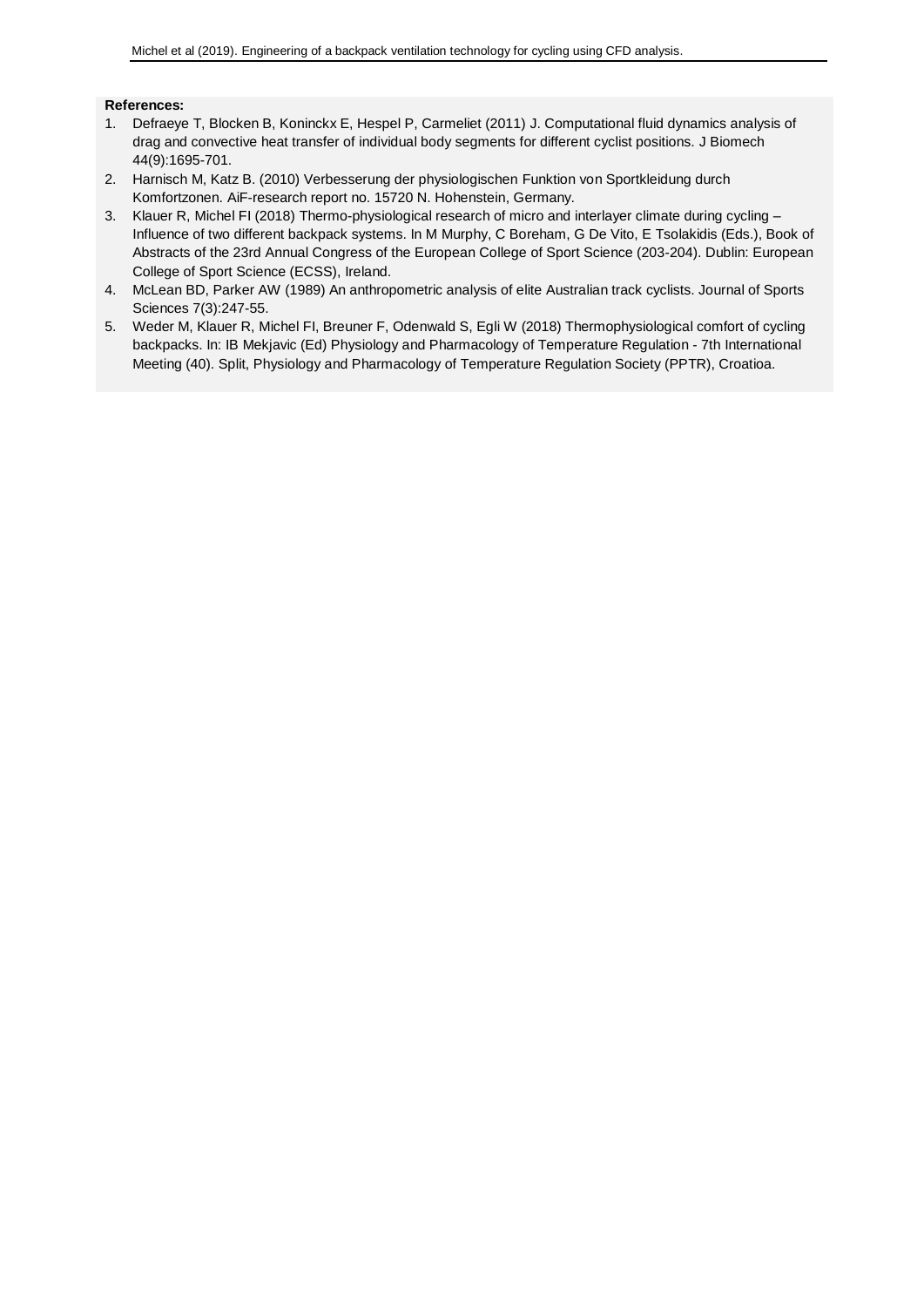**References:**

1. Defraeye T, Blocken B, Koninckx E, Hespel P, Carmeliet (2011) J. Computational fluid dynamics analysis of drag and convective heat transfer of individual body segments for different cyclist positions. J Biomech 44(9):1695-701.
2. Harnisch M, Katz B. (2010) Verbesserung der physiologischen Funktion von Sportkleidung durch Komfortzonen. AiF-research report no. 15720 N. Hohenstein, Germany.
3. Klauer R, Michel FI (2018) Thermo-physiological research of micro and interlayer climate during cycling – Influence of two different backpack systems. In M Murphy, C Boreham, G De Vito, E Tsolakidis (Eds.), Book of Abstracts of the 23rd Annual Congress of the European College of Sport Science (203-204). Dublin: European College of Sport Science (ECSS), Ireland.
4. McLean BD, Parker AW (1989) An anthropometric analysis of elite Australian track cyclists. Journal of Sports Sciences 7(3):247-55.
5. Weder M, Klauer R, Michel FI, Breuner F, Odenwald S, Egli W (2018) Thermophysiological comfort of cycling backpacks. In: IB Mekjavic (Ed) Physiology and Pharmacology of Temperature Regulation - 7th International Meeting (40). Split, Physiology and Pharmacology of Temperature Regulation Society (PPTR), Croatioa.